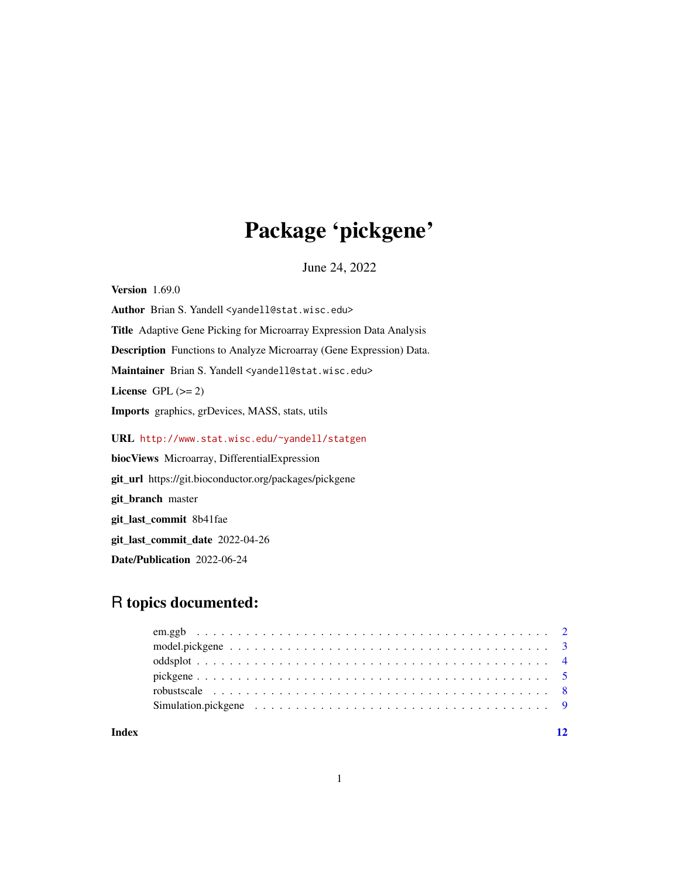# Package 'pickgene'

June 24, 2022

**Version** 1.69.0

**Author** Brian S. Yandell <yandell@stat.wisc.edu>

**Title** Adaptive Gene Picking for Microarray Expression Data Analysis

**Description** Functions to Analyze Microarray (Gene Expression) Data.

**Maintainer** Brian S. Yandell <yandell@stat.wisc.edu>

**License** GPL (>= 2)

**Imports** graphics, grDevices, MASS, stats, utils

**URL** http://www.stat.wisc.edu/~yandell/statgen

**biocViews** Microarray, DifferentialExpression

**git_url** https://git.bioconductor.org/packages/pickgene

**git_branch** master

**git_last_commit** 8b41fae

**git_last_commit_date** 2022-04-26

**Date/Publication** 2022-06-24

## R topics documented:

| | |
|---|---|
| em.ggb | 2 |
| model.pickgene | 3 |
| oddsplot | 4 |
| pickgene | 5 |
| robustscale | 8 |
| Simulation.pickgene | 9 |
| **Index** | **12** |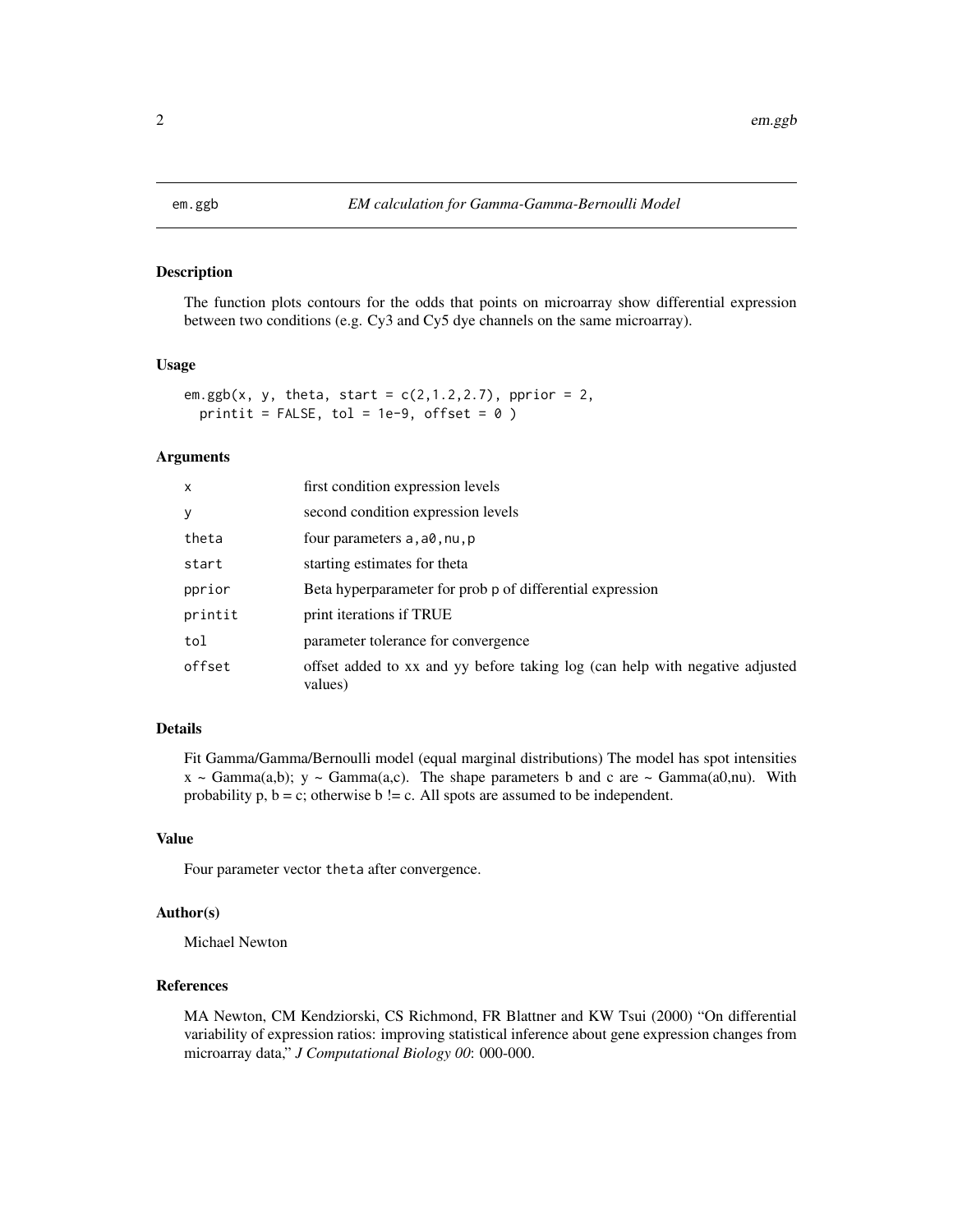# em.ggb — EM calculation for Gamma-Gamma-Bernoulli Model

## Description

The function plots contours for the odds that points on microarray show differential expression between two conditions (e.g. Cy3 and Cy5 dye channels on the same microarray).

## Usage

```
em.ggb(x, y, theta, start = c(2,1.2,2.7), pprior = 2,
  printit = FALSE, tol = 1e-9, offset = 0 )
```

## Arguments

| | |
|---|---|
| x | first condition expression levels |
| y | second condition expression levels |
| theta | four parameters a,a0,nu,p |
| start | starting estimates for theta |
| pprior | Beta hyperparameter for prob p of differential expression |
| printit | print iterations if TRUE |
| tol | parameter tolerance for convergence |
| offset | offset added to xx and yy before taking log (can help with negative adjusted values) |

## Details

Fit Gamma/Gamma/Bernoulli model (equal marginal distributions) The model has spot intensities x ~ Gamma(a,b); y ~ Gamma(a,c). The shape parameters b and c are ~ Gamma(a0,nu). With probability p, b = c; otherwise b != c. All spots are assumed to be independent.

## Value

Four parameter vector theta after convergence.

## Author(s)

Michael Newton

## References

MA Newton, CM Kendziorski, CS Richmond, FR Blattner and KW Tsui (2000) "On differential variability of expression ratios: improving statistical inference about gene expression changes from microarray data," *J Computational Biology 00*: 000-000.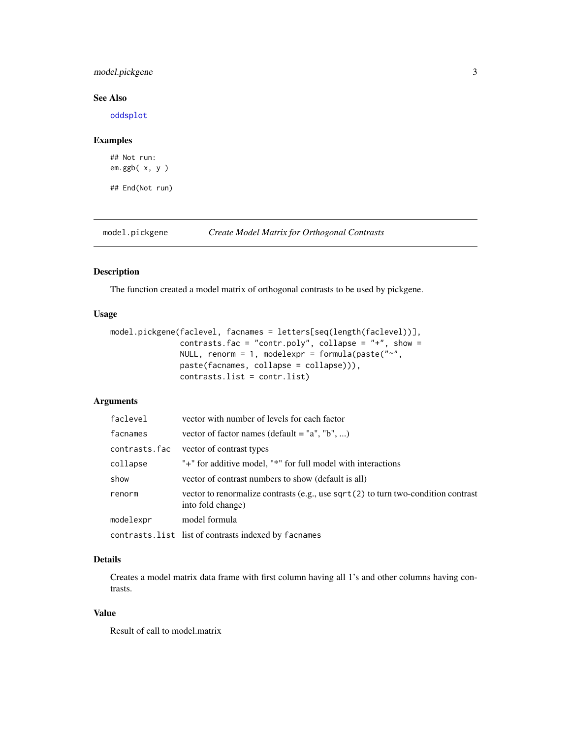### See Also

oddsplot

### Examples

```
## Not run:
em.ggb( x, y )

## End(Not run)
```

---

## model.pickgene — *Create Model Matrix for Orthogonal Contrasts*

### Description

The function created a model matrix of orthogonal contrasts to be used by pickgene.

### Usage

```
model.pickgene(faclevel, facnames = letters[seq(length(faclevel))],
               contrasts.fac = "contr.poly", collapse = "+", show =
               NULL, renorm = 1, modelexpr = formula(paste("~",
               paste(facnames, collapse = collapse))),
               contrasts.list = contr.list)
```

### Arguments

| | |
|---|---|
| `faclevel` | vector with number of levels for each factor |
| `facnames` | vector of factor names (default = "a", "b", ...) |
| `contrasts.fac` | vector of contrast types |
| `collapse` | "+" for additive model, "*" for full model with interactions |
| `show` | vector of contrast numbers to show (default is all) |
| `renorm` | vector to renormalize contrasts (e.g., use `sqrt(2)` to turn two-condition contrast into fold change) |
| `modelexpr` | model formula |
| `contrasts.list` | list of contrasts indexed by `facnames` |

### Details

Creates a model matrix data frame with first column having all 1's and other columns having contrasts.

### Value

Result of call to model.matrix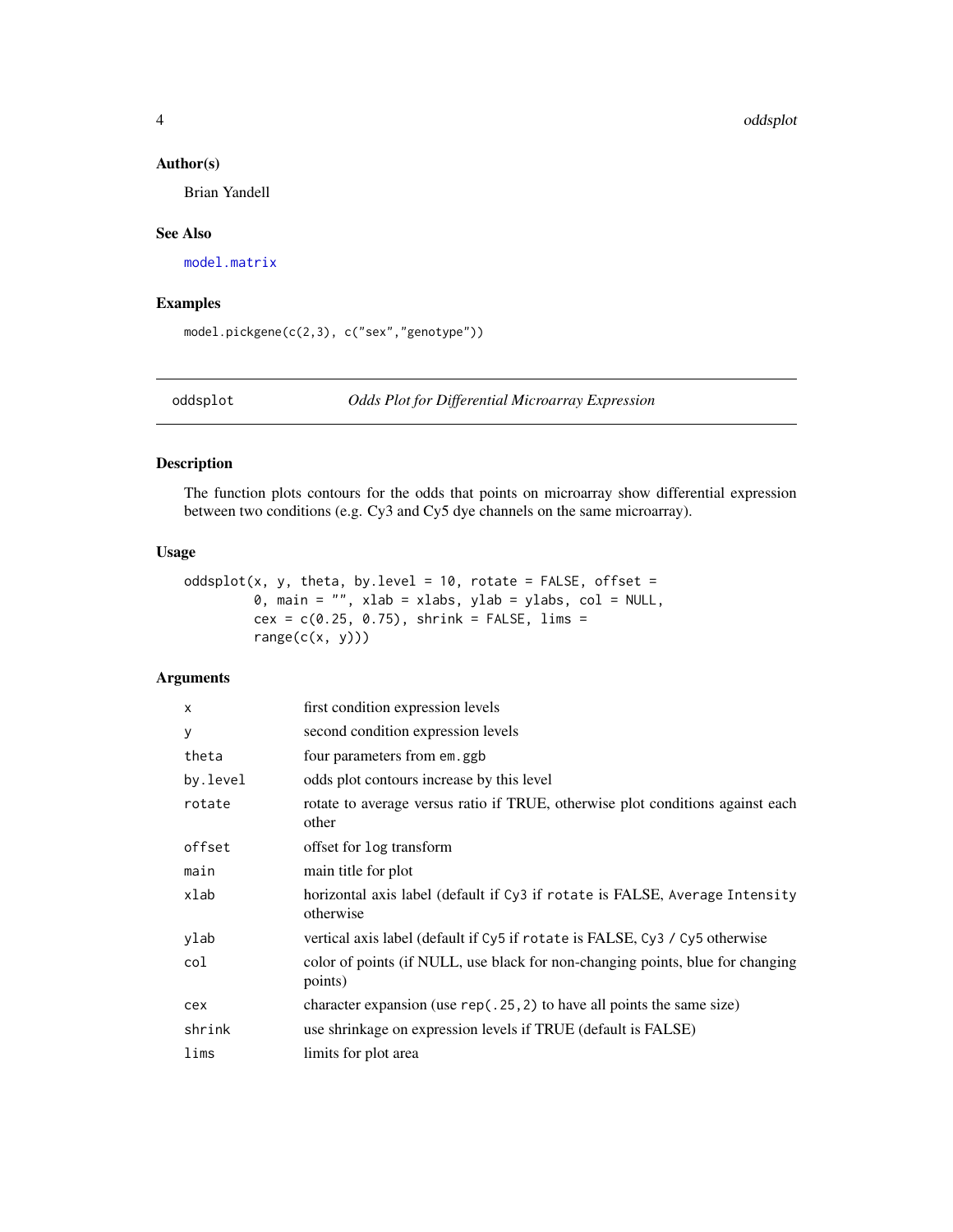### Author(s)

Brian Yandell

### See Also

model.matrix

### Examples

```
model.pickgene(c(2,3), c("sex","genotype"))
```

## oddsplot *Odds Plot for Differential Microarray Expression*

### Description

The function plots contours for the odds that points on microarray show differential expression between two conditions (e.g. Cy3 and Cy5 dye channels on the same microarray).

### Usage

```
oddsplot(x, y, theta, by.level = 10, rotate = FALSE, offset =
        0, main = "", xlab = xlabs, ylab = ylabs, col = NULL,
        cex = c(0.25, 0.75), shrink = FALSE, lims =
        range(c(x, y)))
```

### Arguments

| | |
|---|---|
| `x` | first condition expression levels |
| `y` | second condition expression levels |
| `theta` | four parameters from `em.ggb` |
| `by.level` | odds plot contours increase by this level |
| `rotate` | rotate to average versus ratio if TRUE, otherwise plot conditions against each other |
| `offset` | offset for `log` transform |
| `main` | main title for plot |
| `xlab` | horizontal axis label (default if `Cy3` if `rotate` is FALSE, `Average Intensity` otherwise |
| `ylab` | vertical axis label (default if `Cy5` if `rotate` is FALSE, `Cy3 / Cy5` otherwise |
| `col` | color of points (if NULL, use black for non-changing points, blue for changing points) |
| `cex` | character expansion (use `rep(.25,2)` to have all points the same size) |
| `shrink` | use shrinkage on expression levels if TRUE (default is FALSE) |
| `lims` | limits for plot area |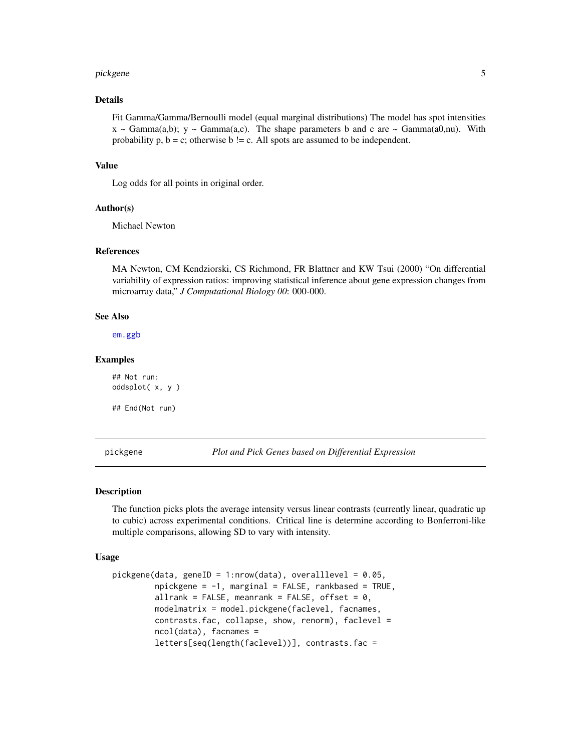### Details

Fit Gamma/Gamma/Bernoulli model (equal marginal distributions) The model has spot intensities x ~ Gamma(a,b); y ~ Gamma(a,c). The shape parameters b and c are ~ Gamma(a0,nu). With probability p, b = c; otherwise b != c. All spots are assumed to be independent.

### Value

Log odds for all points in original order.

### Author(s)

Michael Newton

### References

MA Newton, CM Kendziorski, CS Richmond, FR Blattner and KW Tsui (2000) "On differential variability of expression ratios: improving statistical inference about gene expression changes from microarray data," *J Computational Biology 00*: 000-000.

### See Also

em.ggb

### Examples

```
## Not run:
oddsplot( x, y )

## End(Not run)
```

---

## pickgene — *Plot and Pick Genes based on Differential Expression*

### Description

The function picks plots the average intensity versus linear contrasts (currently linear, quadratic up to cubic) across experimental conditions. Critical line is determine according to Bonferroni-like multiple comparisons, allowing SD to vary with intensity.

### Usage

```
pickgene(data, geneID = 1:nrow(data), overalllevel = 0.05,
         npickgene = -1, marginal = FALSE, rankbased = TRUE,
         allrank = FALSE, meanrank = FALSE, offset = 0,
         modelmatrix = model.pickgene(faclevel, facnames,
         contrasts.fac, collapse, show, renorm), faclevel =
         ncol(data), facnames =
         letters[seq(length(faclevel))], contrasts.fac =
```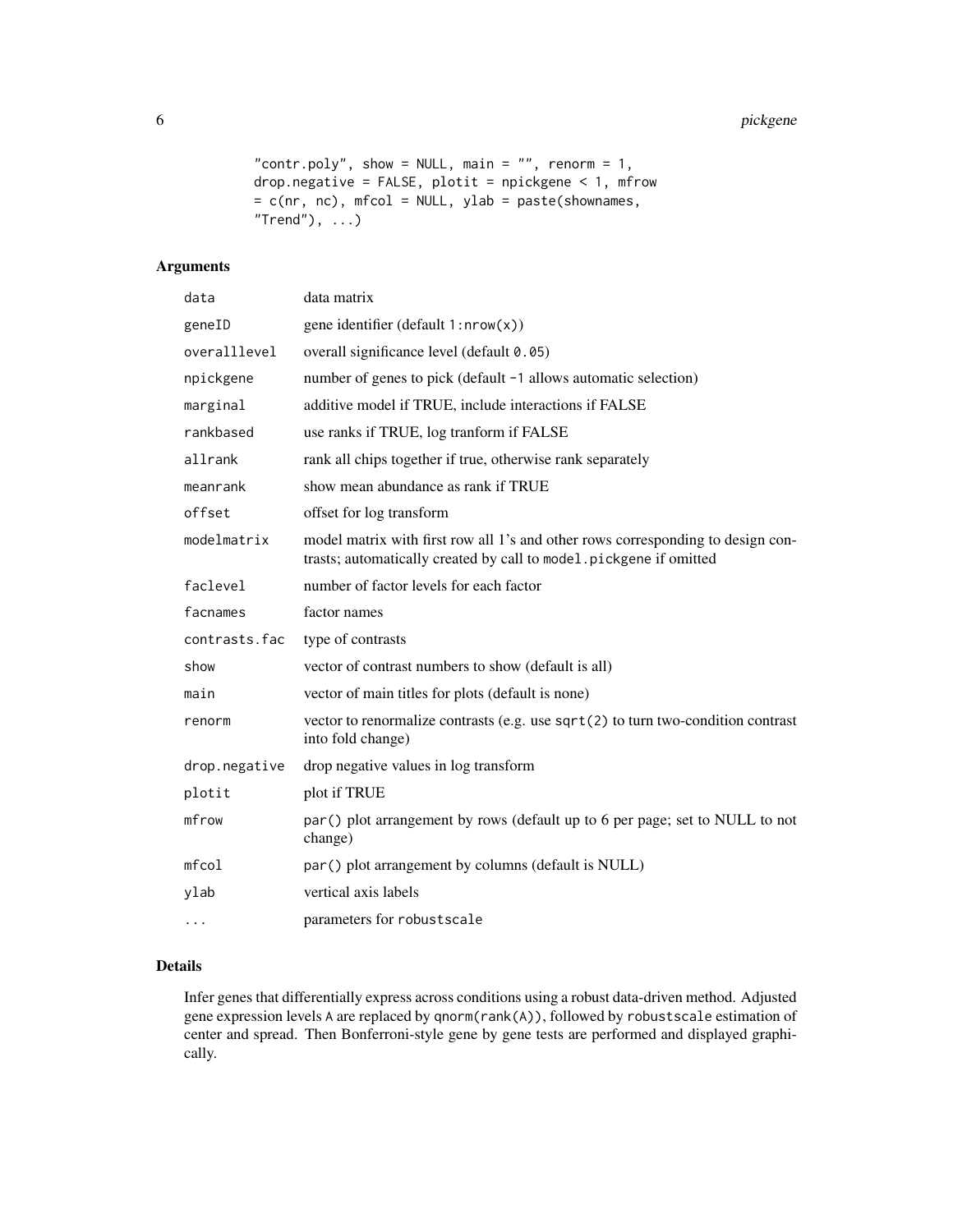```
"contr.poly", show = NULL, main = "", renorm = 1,
drop.negative = FALSE, plotit = npickgene < 1, mfrow
= c(nr, nc), mfcol = NULL, ylab = paste(shownames,
"Trend"), ...)
```

## Arguments

| | |
|---|---|
| data | data matrix |
| geneID | gene identifier (default 1:nrow(x)) |
| overalllevel | overall significance level (default 0.05) |
| npickgene | number of genes to pick (default -1 allows automatic selection) |
| marginal | additive model if TRUE, include interactions if FALSE |
| rankbased | use ranks if TRUE, log tranform if FALSE |
| allrank | rank all chips together if true, otherwise rank separately |
| meanrank | show mean abundance as rank if TRUE |
| offset | offset for log transform |
| modelmatrix | model matrix with first row all 1's and other rows corresponding to design contrasts; automatically created by call to model.pickgene if omitted |
| faclevel | number of factor levels for each factor |
| facnames | factor names |
| contrasts.fac | type of contrasts |
| show | vector of contrast numbers to show (default is all) |
| main | vector of main titles for plots (default is none) |
| renorm | vector to renormalize contrasts (e.g. use sqrt(2) to turn two-condition contrast into fold change) |
| drop.negative | drop negative values in log transform |
| plotit | plot if TRUE |
| mfrow | par() plot arrangement by rows (default up to 6 per page; set to NULL to not change) |
| mfcol | par() plot arrangement by columns (default is NULL) |
| ylab | vertical axis labels |
| ... | parameters for robustscale |

## Details

Infer genes that differentially express across conditions using a robust data-driven method. Adjusted gene expression levels A are replaced by qnorm(rank(A)), followed by robustscale estimation of center and spread. Then Bonferroni-style gene by gene tests are performed and displayed graphically.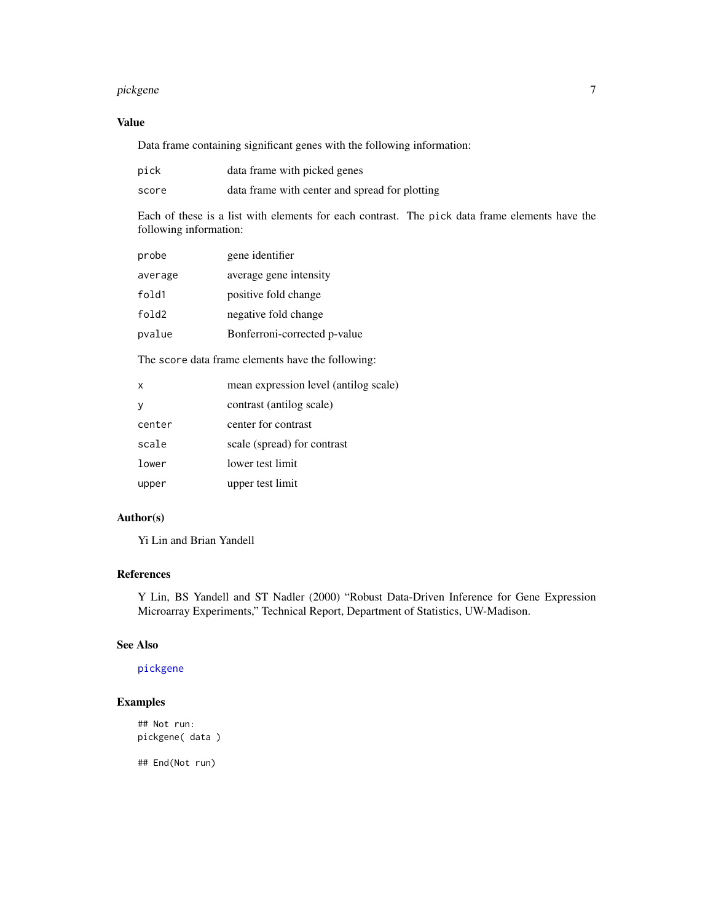## Value

Data frame containing significant genes with the following information:

| | |
|---|---|
| `pick` | data frame with picked genes |
| `score` | data frame with center and spread for plotting |

Each of these is a list with elements for each contrast. The `pick` data frame elements have the following information:

| | |
|---|---|
| `probe` | gene identifier |
| `average` | average gene intensity |
| `fold1` | positive fold change |
| `fold2` | negative fold change |
| `pvalue` | Bonferroni-corrected p-value |

The `score` data frame elements have the following:

| | |
|---|---|
| `x` | mean expression level (antilog scale) |
| `y` | contrast (antilog scale) |
| `center` | center for contrast |
| `scale` | scale (spread) for contrast |
| `lower` | lower test limit |
| `upper` | upper test limit |

## Author(s)

Yi Lin and Brian Yandell

## References

Y Lin, BS Yandell and ST Nadler (2000) "Robust Data-Driven Inference for Gene Expression Microarray Experiments," Technical Report, Department of Statistics, UW-Madison.

## See Also

`pickgene`

## Examples

```
## Not run:
pickgene( data )

## End(Not run)
```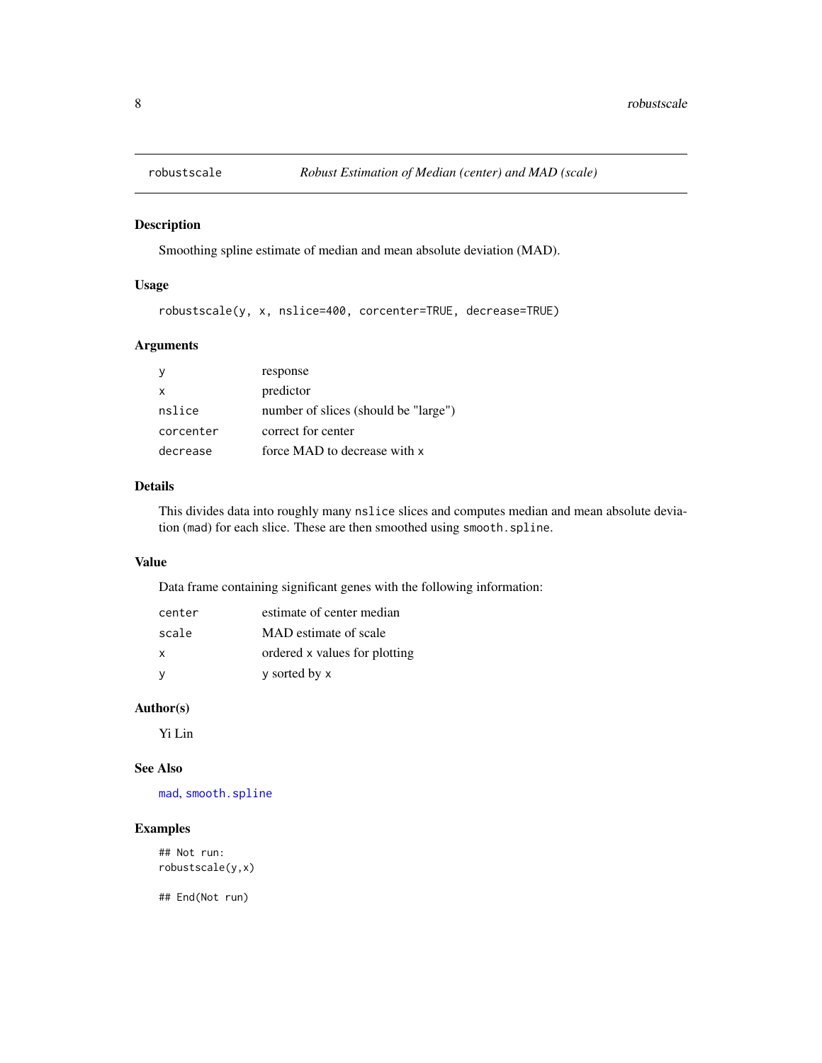robustscale *Robust Estimation of Median (center) and MAD (scale)*

## Description

Smoothing spline estimate of median and mean absolute deviation (MAD).

## Usage

```
robustscale(y, x, nslice=400, corcenter=TRUE, decrease=TRUE)
```

## Arguments

| | |
|---|---|
| `y` | response |
| `x` | predictor |
| `nslice` | number of slices (should be "large") |
| `corcenter` | correct for center |
| `decrease` | force MAD to decrease with `x` |

## Details

This divides data into roughly many `nslice` slices and computes median and mean absolute deviation (`mad`) for each slice. These are then smoothed using `smooth.spline`.

## Value

Data frame containing significant genes with the following information:

| | |
|---|---|
| `center` | estimate of center median |
| `scale` | MAD estimate of scale |
| `x` | ordered `x` values for plotting |
| `y` | `y` sorted by `x` |

## Author(s)

Yi Lin

## See Also

`mad`, `smooth.spline`

## Examples

```
## Not run:
robustscale(y,x)

## End(Not run)
```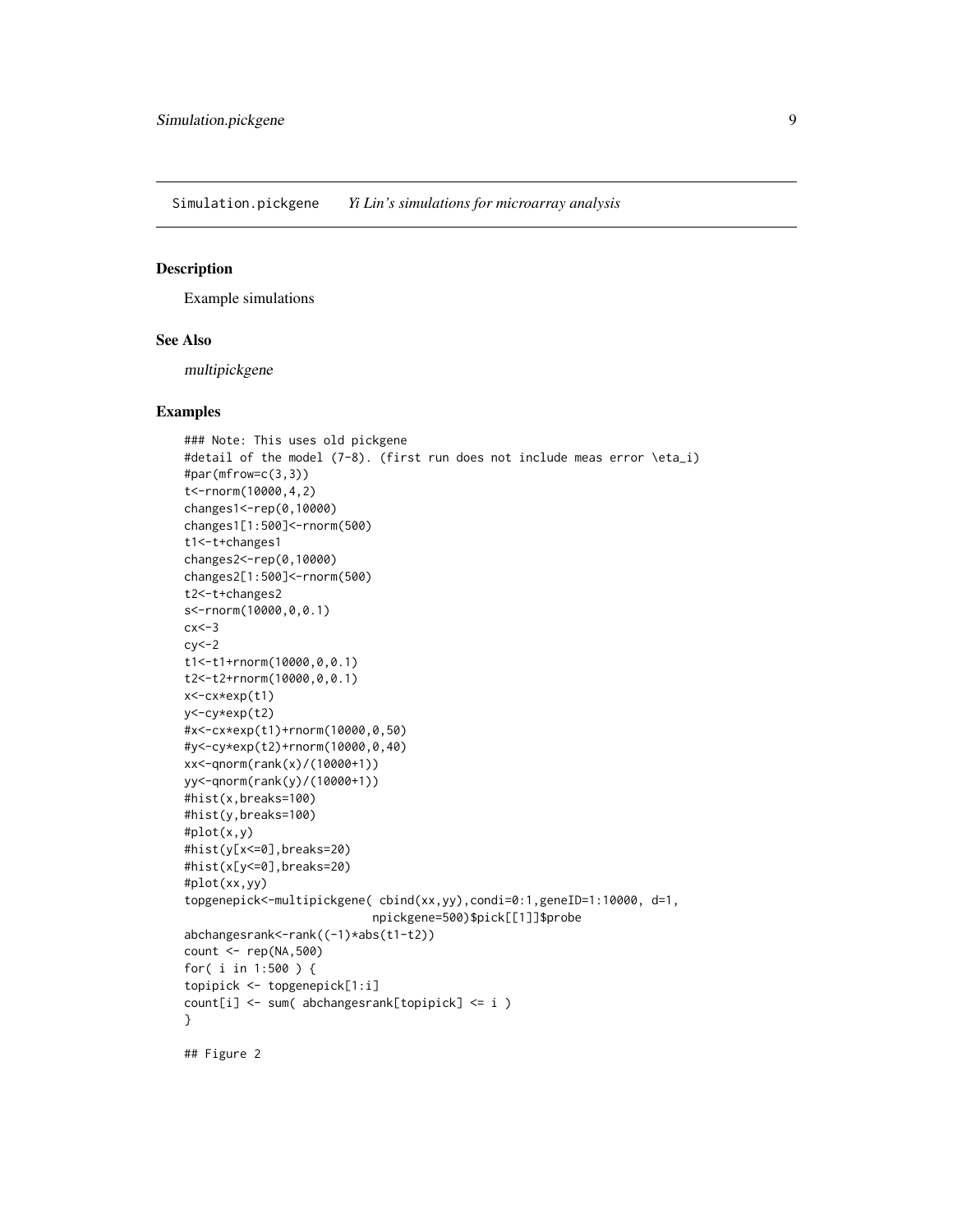Simulation.pickgene *Yi Lin's simulations for microarray analysis*

## Description

Example simulations

## See Also

*multipickgene*

## Examples

```
### Note: This uses old pickgene
#detail of the model (7-8). (first run does not include meas error \eta_i)
#par(mfrow=c(3,3))
t<-rnorm(10000,4,2)
changes1<-rep(0,10000)
changes1[1:500]<-rnorm(500)
t1<-t+changes1
changes2<-rep(0,10000)
changes2[1:500]<-rnorm(500)
t2<-t+changes2
s<-rnorm(10000,0,0.1)
cx<-3
cy<-2
t1<-t1+rnorm(10000,0,0.1)
t2<-t2+rnorm(10000,0,0.1)
x<-cx*exp(t1)
y<-cy*exp(t2)
#x<-cx*exp(t1)+rnorm(10000,0,50)
#y<-cy*exp(t2)+rnorm(10000,0,40)
xx<-qnorm(rank(x)/(10000+1))
yy<-qnorm(rank(y)/(10000+1))
#hist(x,breaks=100)
#hist(y,breaks=100)
#plot(x,y)
#hist(y[x<=0],breaks=20)
#hist(x[y<=0],breaks=20)
#plot(xx,yy)
topgenepick<-multipickgene( cbind(xx,yy),condi=0:1,geneID=1:10000, d=1,
                           npickgene=500)$pick[[1]]$probe
abchangesrank<-rank((-1)*abs(t1-t2))
count <- rep(NA,500)
for( i in 1:500 ) {
topipick <- topgenepick[1:i]
count[i] <- sum( abchangesrank[topipick] <= i )
}

## Figure 2
```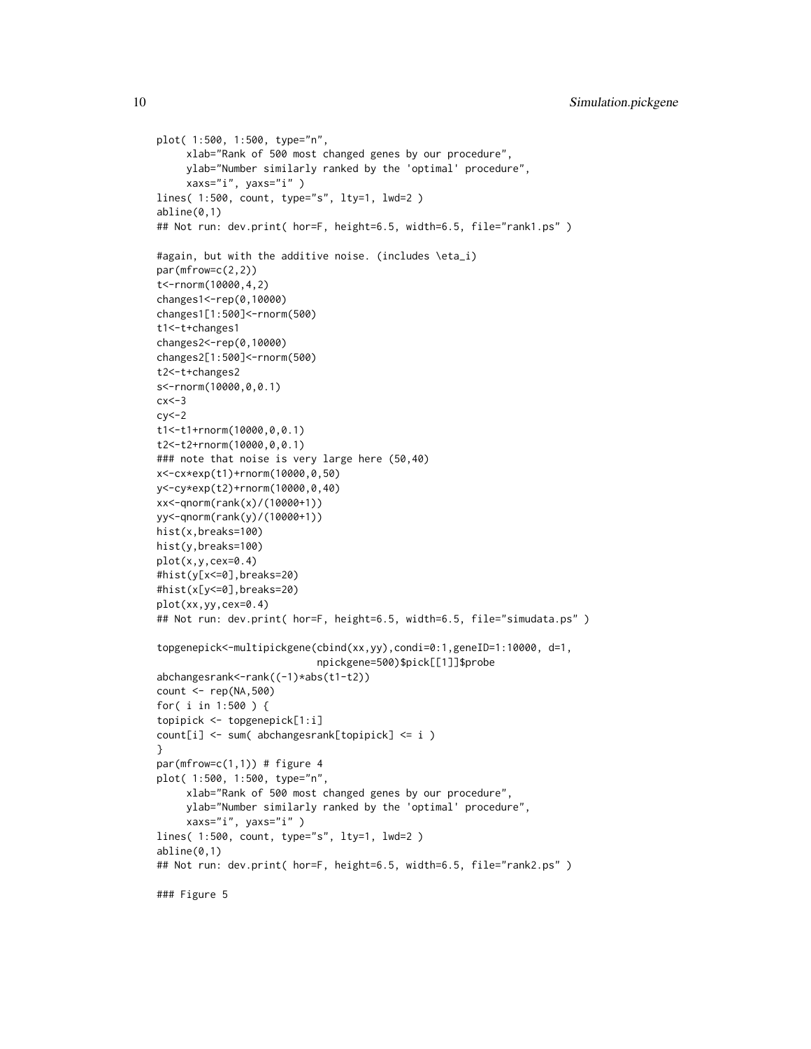```
plot( 1:500, 1:500, type="n",
     xlab="Rank of 500 most changed genes by our procedure",
     ylab="Number similarly ranked by the 'optimal' procedure",
     xaxs="i", yaxs="i" )
lines( 1:500, count, type="s", lty=1, lwd=2 )
abline(0,1)
## Not run: dev.print( hor=F, height=6.5, width=6.5, file="rank1.ps" )

#again, but with the additive noise. (includes \eta_i)
par(mfrow=c(2,2))
t<-rnorm(10000,4,2)
changes1<-rep(0,10000)
changes1[1:500]<-rnorm(500)
t1<-t+changes1
changes2<-rep(0,10000)
changes2[1:500]<-rnorm(500)
t2<-t+changes2
s<-rnorm(10000,0,0.1)
cx<-3
cy<-2
t1<-t1+rnorm(10000,0,0.1)
t2<-t2+rnorm(10000,0,0.1)
### note that noise is very large here (50,40)
x<-cx*exp(t1)+rnorm(10000,0,50)
y<-cy*exp(t2)+rnorm(10000,0,40)
xx<-qnorm(rank(x)/(10000+1))
yy<-qnorm(rank(y)/(10000+1))
hist(x,breaks=100)
hist(y,breaks=100)
plot(x,y,cex=0.4)
#hist(y[x<=0],breaks=20)
#hist(x[y<=0],breaks=20)
plot(xx,yy,cex=0.4)
## Not run: dev.print( hor=F, height=6.5, width=6.5, file="simudata.ps" )

topgenepick<-multipickgene(cbind(xx,yy),condi=0:1,geneID=1:10000, d=1,
                          npickgene=500)$pick[[1]]$probe
abchangesrank<-rank((-1)*abs(t1-t2))
count <- rep(NA,500)
for( i in 1:500 ) {
topipick <- topgenepick[1:i]
count[i] <- sum( abchangesrank[topipick] <= i )
}
par(mfrow=c(1,1)) # figure 4
plot( 1:500, 1:500, type="n",
     xlab="Rank of 500 most changed genes by our procedure",
     ylab="Number similarly ranked by the 'optimal' procedure",
     xaxs="i", yaxs="i" )
lines( 1:500, count, type="s", lty=1, lwd=2 )
abline(0,1)
## Not run: dev.print( hor=F, height=6.5, width=6.5, file="rank2.ps" )

### Figure 5
```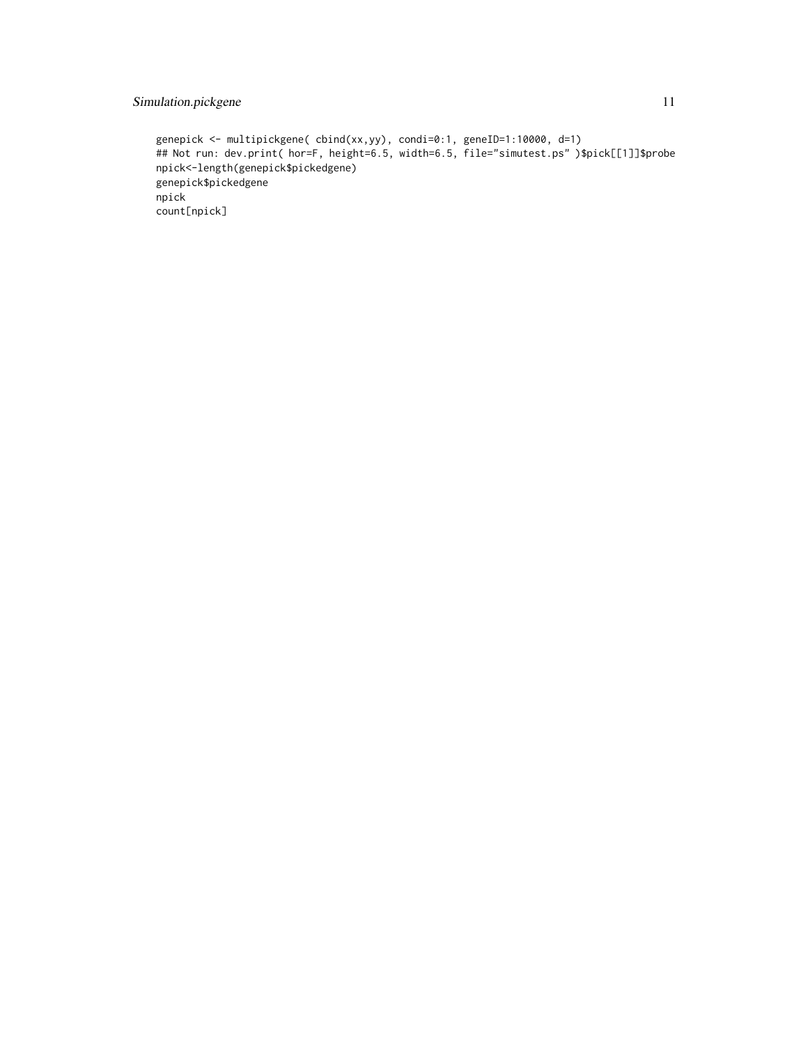```
genepick <- multipickgene( cbind(xx,yy), condi=0:1, geneID=1:10000, d=1)
## Not run: dev.print( hor=F, height=6.5, width=6.5, file="simutest.ps" )$pick[[1]]$probe
npick<-length(genepick$pickedgene)
genepick$pickedgene
npick
count[npick]
```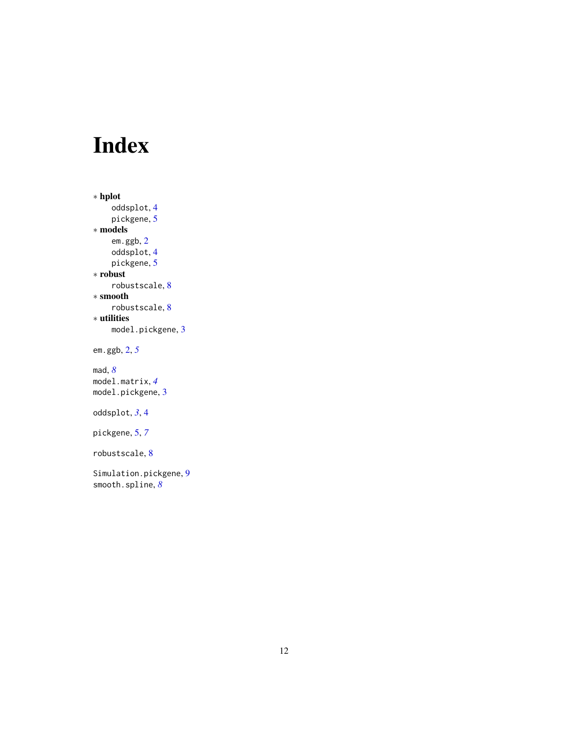# Index

∗ **hplot**
- oddsplot, 4
- pickgene, 5

∗ **models**
- em.ggb, 2
- oddsplot, 4
- pickgene, 5

∗ **robust**
- robustscale, 8

∗ **smooth**
- robustscale, 8

∗ **utilities**
- model.pickgene, 3

em.ggb, 2, *5*

mad, *8*
model.matrix, *4*
model.pickgene, 3

oddsplot, *3*, 4

pickgene, 5, *7*

robustscale, 8

Simulation.pickgene, 9
smooth.spline, *8*